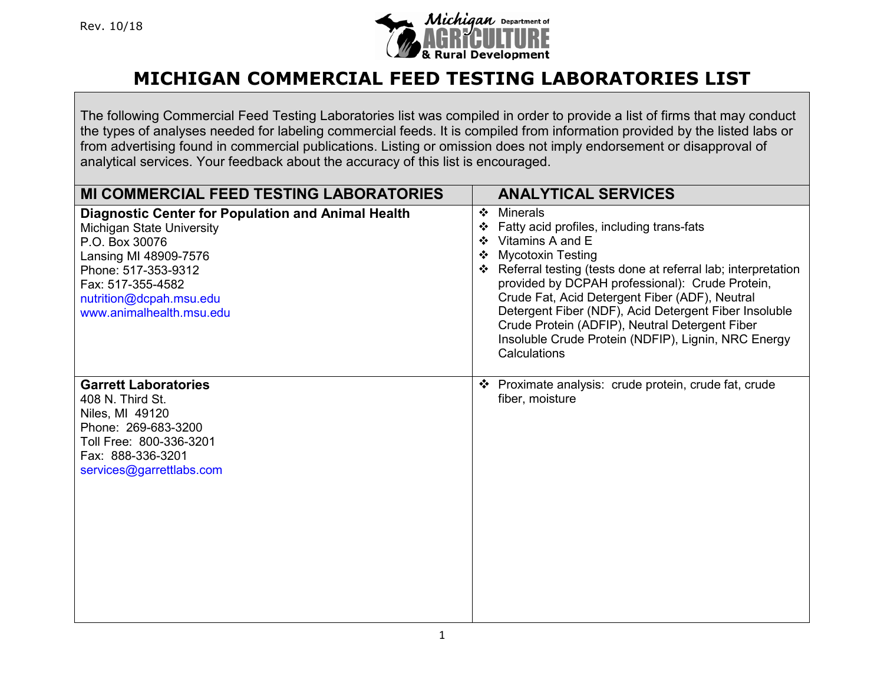Rev. 10/18

Michigan Department of Agriculture & Rural Development

# MICHIGAN COMMERCIAL FEED TESTING LABORATORIES LIST

The following Commercial Feed Testing Laboratories list was compiled in order to provide a list of firms that may conduct the types of analyses needed for labeling commercial feeds. It is compiled from information provided by the listed labs or from advertising found in commercial publications. Listing or omission does not imply endorsement or disapproval of analytical services. Your feedback about the accuracy of this list is encouraged.

| MI COMMERCIAL FEED TESTING LABORATORIES | ANALYTICAL SERVICES |
|---|---|
| **Diagnostic Center for Population and Animal Health**<br>Michigan State University<br>P.O. Box 30076<br>Lansing MI 48909-7576<br>Phone: 517-353-9312<br>Fax: 517-355-4582<br>nutrition@dcpah.msu.edu<br>www.animalhealth.msu.edu | ❖ Minerals<br>❖ Fatty acid profiles, including trans-fats<br>❖ Vitamins A and E<br>❖ Mycotoxin Testing<br>❖ Referral testing (tests done at referral lab; interpretation provided by DCPAH professional): Crude Protein, Crude Fat, Acid Detergent Fiber (ADF), Neutral Detergent Fiber (NDF), Acid Detergent Fiber Insoluble Crude Protein (ADFIP), Neutral Detergent Fiber Insoluble Crude Protein (NDFIP), Lignin, NRC Energy Calculations |
| **Garrett Laboratories**<br>408 N. Third St.<br>Niles, MI 49120<br>Phone: 269-683-3200<br>Toll Free: 800-336-3201<br>Fax: 888-336-3201<br>services@garrettlabs.com | ❖ Proximate analysis: crude protein, crude fat, crude fiber, moisture |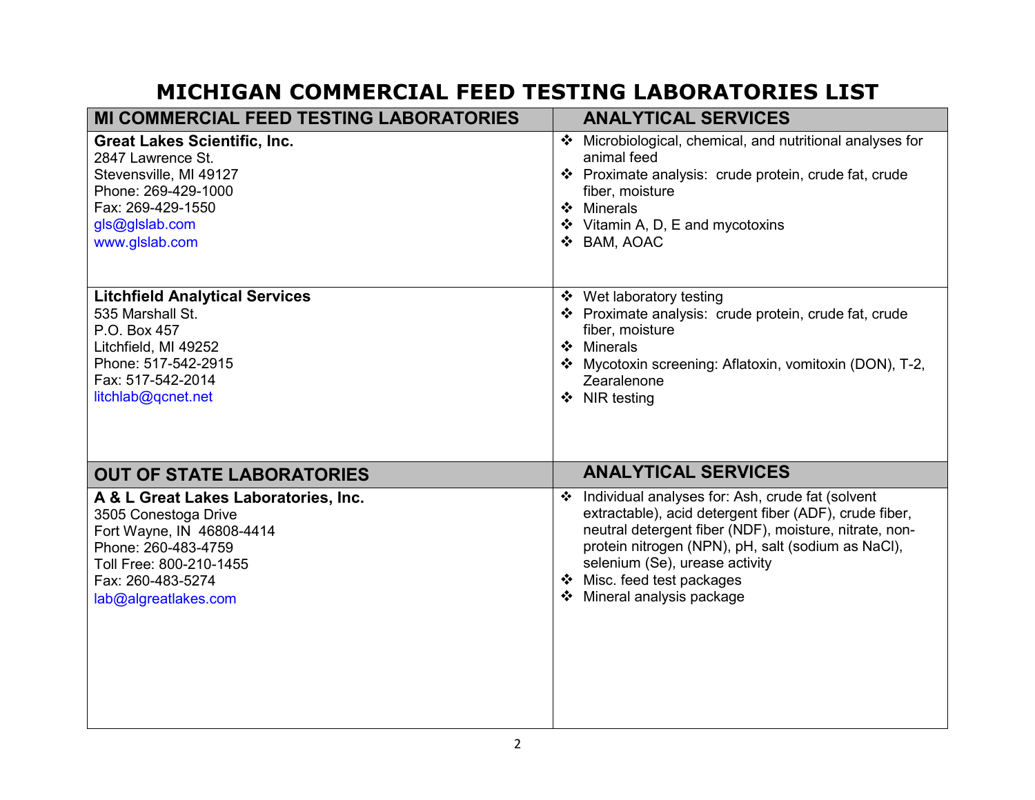# MICHIGAN COMMERCIAL FEED TESTING LABORATORIES LIST

| MI COMMERCIAL FEED TESTING LABORATORIES | ANALYTICAL SERVICES |
|---|---|
| **Great Lakes Scientific, Inc.**<br>2847 Lawrence St.<br>Stevensville, MI 49127<br>Phone: 269-429-1000<br>Fax: 269-429-1550<br>gls@glslab.com<br>www.glslab.com | ❖ Microbiological, chemical, and nutritional analyses for animal feed<br>❖ Proximate analysis: crude protein, crude fat, crude fiber, moisture<br>❖ Minerals<br>❖ Vitamin A, D, E and mycotoxins<br>❖ BAM, AOAC |
| **Litchfield Analytical Services**<br>535 Marshall St.<br>P.O. Box 457<br>Litchfield, MI 49252<br>Phone: 517-542-2915<br>Fax: 517-542-2014<br>litchlab@qcnet.net | ❖ Wet laboratory testing<br>❖ Proximate analysis: crude protein, crude fat, crude fiber, moisture<br>❖ Minerals<br>❖ Mycotoxin screening: Aflatoxin, vomitoxin (DON), T-2, Zearalenone<br>❖ NIR testing |
| **OUT OF STATE LABORATORIES** | **ANALYTICAL SERVICES** |
| **A & L Great Lakes Laboratories, Inc.**<br>3505 Conestoga Drive<br>Fort Wayne, IN 46808-4414<br>Phone: 260-483-4759<br>Toll Free: 800-210-1455<br>Fax: 260-483-5274<br>lab@algreatlakes.com | ❖ Individual analyses for: Ash, crude fat (solvent extractable), acid detergent fiber (ADF), crude fiber, neutral detergent fiber (NDF), moisture, nitrate, non-protein nitrogen (NPN), pH, salt (sodium as NaCl), selenium (Se), urease activity<br>❖ Misc. feed test packages<br>❖ Mineral analysis package |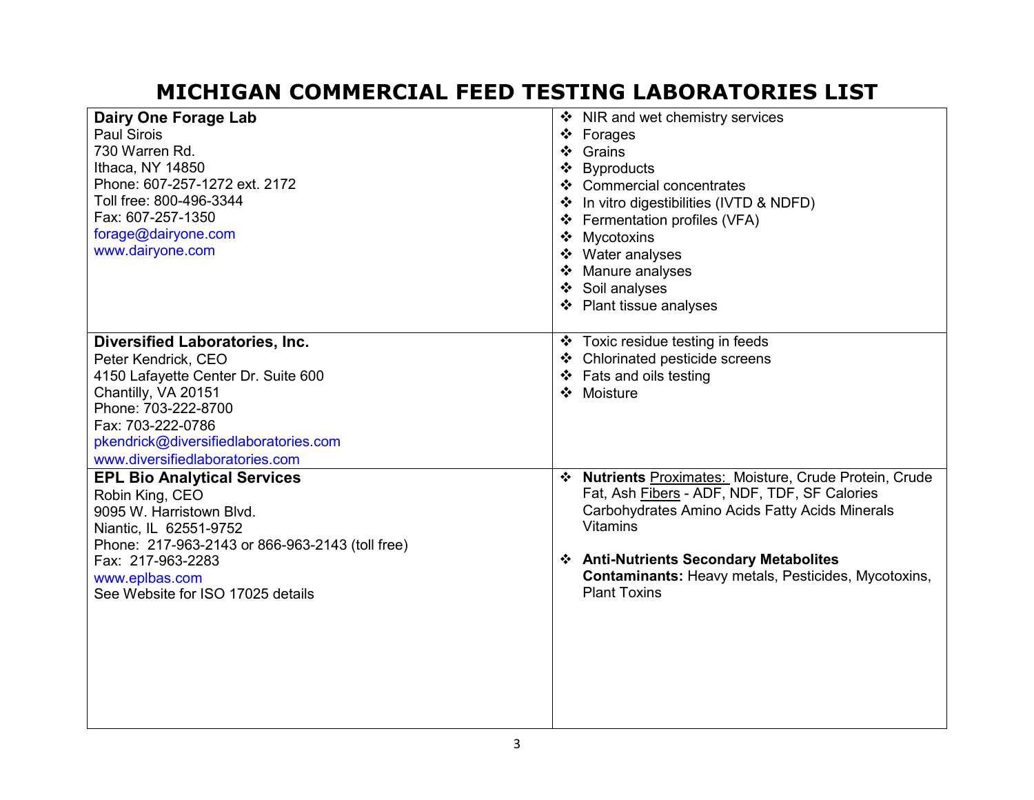# MICHIGAN COMMERCIAL FEED TESTING LABORATORIES LIST

| Laboratory | Services |
|---|---|
| **Dairy One Forage Lab**<br>Paul Sirois<br>730 Warren Rd.<br>Ithaca, NY 14850<br>Phone: 607-257-1272 ext. 2172<br>Toll free: 800-496-3344<br>Fax: 607-257-1350<br>forage@dairyone.com<br>www.dairyone.com | ❖ NIR and wet chemistry services<br>❖ Forages<br>❖ Grains<br>❖ Byproducts<br>❖ Commercial concentrates<br>❖ In vitro digestibilities (IVTD & NDFD)<br>❖ Fermentation profiles (VFA)<br>❖ Mycotoxins<br>❖ Water analyses<br>❖ Manure analyses<br>❖ Soil analyses<br>❖ Plant tissue analyses |
| **Diversified Laboratories, Inc.**<br>Peter Kendrick, CEO<br>4150 Lafayette Center Dr. Suite 600<br>Chantilly, VA 20151<br>Phone: 703-222-8700<br>Fax: 703-222-0786<br>pkendrick@diversifiedlaboratories.com<br>www.diversifiedlaboratories.com | ❖ Toxic residue testing in feeds<br>❖ Chlorinated pesticide screens<br>❖ Fats and oils testing<br>❖ Moisture |
| **EPL Bio Analytical Services**<br>Robin King, CEO<br>9095 W. Harristown Blvd.<br>Niantic, IL 62551-9752<br>Phone: 217-963-2143 or 866-963-2143 (toll free)<br>Fax: 217-963-2283<br>www.eplbas.com<br>See Website for ISO 17025 details | ❖ **Nutrients** Proximates: Moisture, Crude Protein, Crude Fat, Ash Fibers - ADF, NDF, TDF, SF Calories Carbohydrates Amino Acids Fatty Acids Minerals Vitamins<br><br>❖ **Anti-Nutrients Secondary Metabolites Contaminants:** Heavy metals, Pesticides, Mycotoxins, Plant Toxins |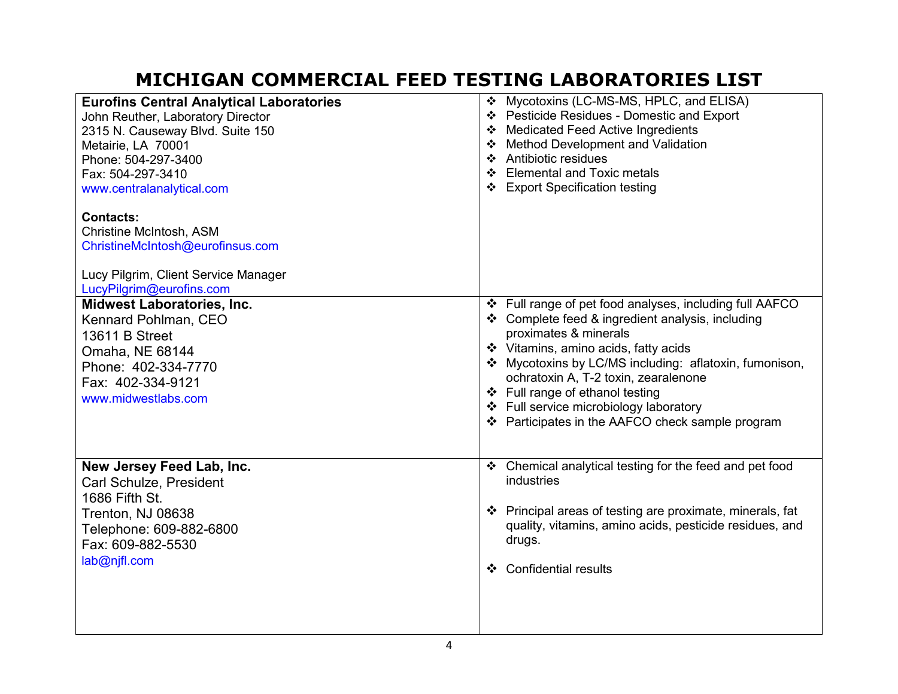# MICHIGAN COMMERCIAL FEED TESTING LABORATORIES LIST

| Laboratory | Services |
|---|---|
| **Eurofins Central Analytical Laboratories**<br>John Reuther, Laboratory Director<br>2315 N. Causeway Blvd. Suite 150<br>Metairie, LA 70001<br>Phone: 504-297-3400<br>Fax: 504-297-3410<br>www.centralanalytical.com<br><br>**Contacts:**<br>Christine McIntosh, ASM<br>ChristineMcIntosh@eurofinsus.com<br><br>Lucy Pilgrim, Client Service Manager<br>LucyPilgrim@eurofins.com | ❖ Mycotoxins (LC-MS-MS, HPLC, and ELISA)<br>❖ Pesticide Residues - Domestic and Export<br>❖ Medicated Feed Active Ingredients<br>❖ Method Development and Validation<br>❖ Antibiotic residues<br>❖ Elemental and Toxic metals<br>❖ Export Specification testing |
| **Midwest Laboratories, Inc.**<br>Kennard Pohlman, CEO<br>13611 B Street<br>Omaha, NE 68144<br>Phone: 402-334-7770<br>Fax: 402-334-9121<br>www.midwestlabs.com | ❖ Full range of pet food analyses, including full AAFCO<br>❖ Complete feed & ingredient analysis, including proximates & minerals<br>❖ Vitamins, amino acids, fatty acids<br>❖ Mycotoxins by LC/MS including: aflatoxin, fumonison, ochratoxin A, T-2 toxin, zearalenone<br>❖ Full range of ethanol testing<br>❖ Full service microbiology laboratory<br>❖ Participates in the AAFCO check sample program |
| **New Jersey Feed Lab, Inc.**<br>Carl Schulze, President<br>1686 Fifth St.<br>Trenton, NJ 08638<br>Telephone: 609-882-6800<br>Fax: 609-882-5530<br>lab@njfl.com | ❖ Chemical analytical testing for the feed and pet food industries<br><br>❖ Principal areas of testing are proximate, minerals, fat quality, vitamins, amino acids, pesticide residues, and drugs.<br><br>❖ Confidential results |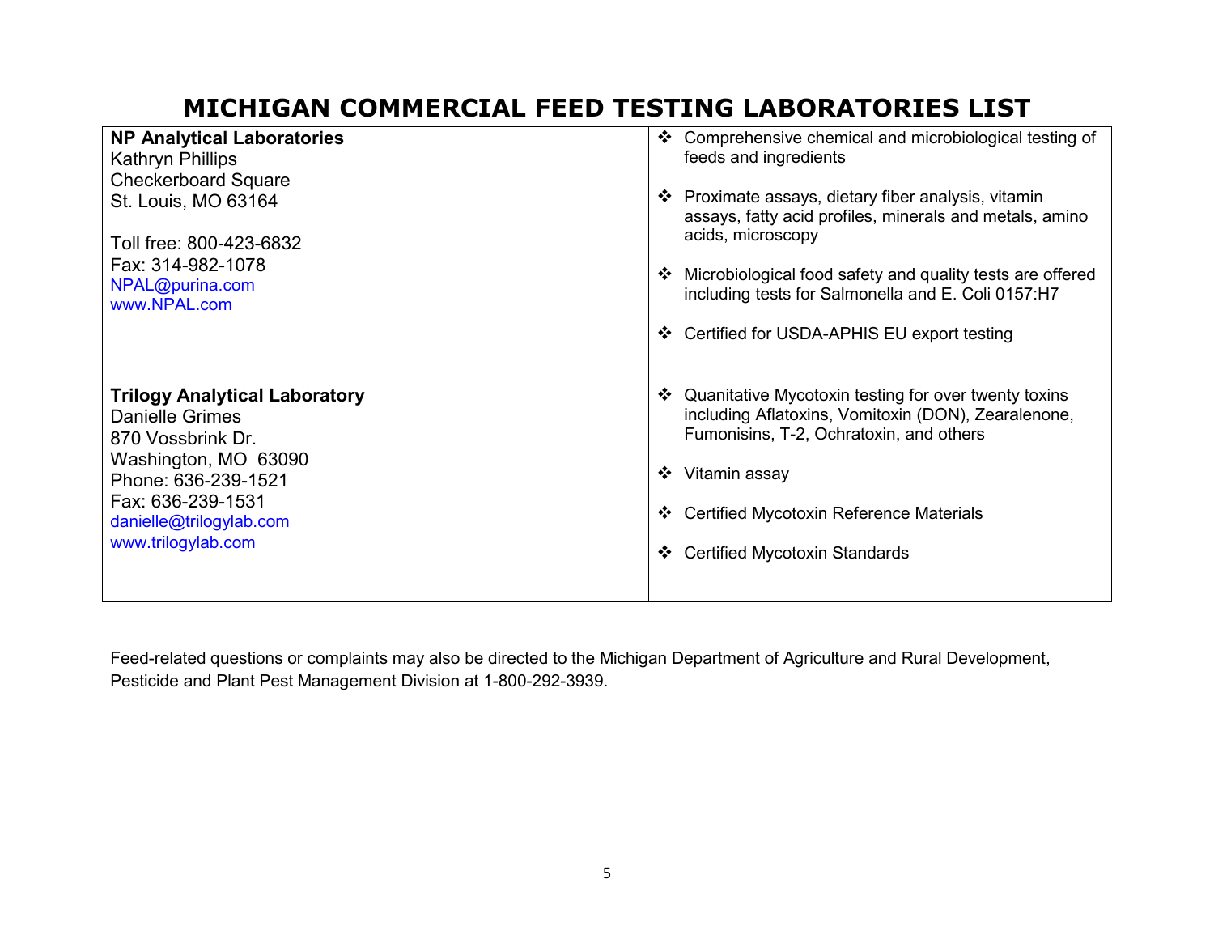# MICHIGAN COMMERCIAL FEED TESTING LABORATORIES LIST

| | |
|---|---|
| **NP Analytical Laboratories**<br>Kathryn Phillips<br>Checkerboard Square<br>St. Louis, MO 63164<br><br>Toll free: 800-423-6832<br>Fax: 314-982-1078<br>NPAL@purina.com<br>www.NPAL.com | ❖ Comprehensive chemical and microbiological testing of feeds and ingredients<br><br>❖ Proximate assays, dietary fiber analysis, vitamin assays, fatty acid profiles, minerals and metals, amino acids, microscopy<br><br>❖ Microbiological food safety and quality tests are offered including tests for Salmonella and E. Coli 0157:H7<br><br>❖ Certified for USDA-APHIS EU export testing |
| **Trilogy Analytical Laboratory**<br>Danielle Grimes<br>870 Vossbrink Dr.<br>Washington, MO 63090<br>Phone: 636-239-1521<br>Fax: 636-239-1531<br>danielle@trilogylab.com<br>www.trilogylab.com | ❖ Quanitative Mycotoxin testing for over twenty toxins including Aflatoxins, Vomitoxin (DON), Zearalenone, Fumonisins, T-2, Ochratoxin, and others<br><br>❖ Vitamin assay<br><br>❖ Certified Mycotoxin Reference Materials<br><br>❖ Certified Mycotoxin Standards |

Feed-related questions or complaints may also be directed to the Michigan Department of Agriculture and Rural Development, Pesticide and Plant Pest Management Division at 1-800-292-3939.